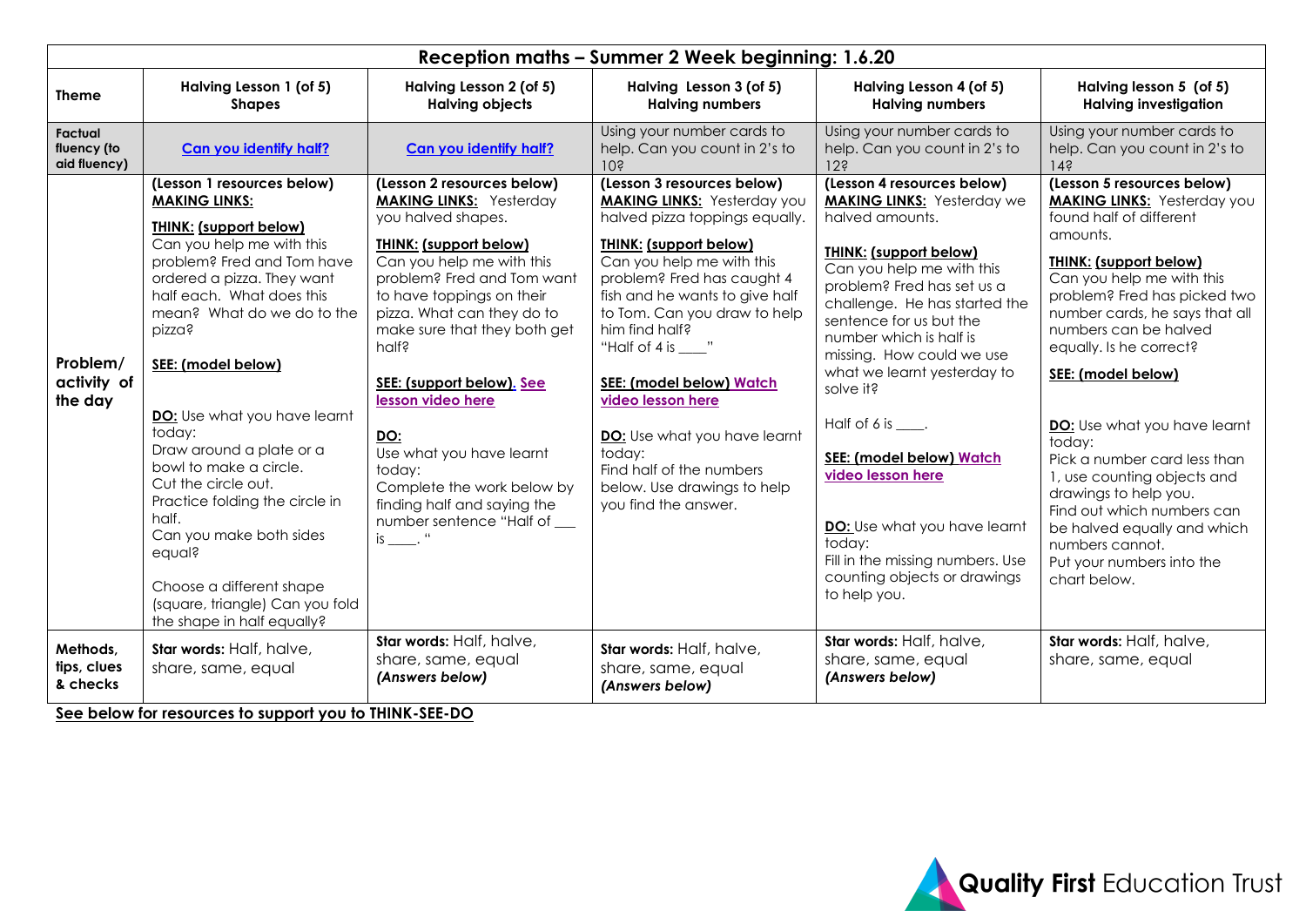| Reception maths – Summer 2 Week beginning: 1.6.20 | | | | | |
|---|---|---|---|---|---|
| **Theme** | **Halving Lesson 1 (of 5)**<br>**Shapes** | **Halving Lesson 2 (of 5)**<br>**Halving objects** | **Halving Lesson 3 (of 5)**<br>**Halving numbers** | **Halving Lesson 4 (of 5)**<br>**Halving numbers** | **Halving lesson 5 (of 5)**<br>**Halving investigation** |
| **Factual fluency (to aid fluency)** | **Can you identify half?** | **Can you identify half?** | Using your number cards to help. Can you count in 2's to 10? | Using your number cards to help. Can you count in 2's to 12? | Using your number cards to help. Can you count in 2's to 14? |
| **Problem/ activity of the day** | **(Lesson 1 resources below)**<br>**MAKING LINKS:**<br>**THINK: (support below)**<br>Can you help me with this problem? Fred and Tom have ordered a pizza. They want half each. What does this mean? What do we do to the pizza?<br>**SEE: (model below)**<br>**DO:** Use what you have learnt today:<br>Draw around a plate or a bowl to make a circle.<br>Cut the circle out.<br>Practice folding the circle in half.<br>Can you make both sides equal?<br>Choose a different shape (square, triangle) Can you fold the shape in half equally? | **(Lesson 2 resources below)**<br>**MAKING LINKS:** Yesterday you halved shapes.<br>**THINK: (support below)**<br>Can you help me with this problem? Fred and Tom want to have toppings on their pizza. What can they do to make sure that they both get half?<br>**SEE: (support below). See lesson video here**<br>**DO:**<br>Use what you have learnt today:<br>Complete the work below by finding half and saying the number sentence "Half of ___ is ____. " | **(Lesson 3 resources below)**<br>**MAKING LINKS:** Yesterday you halved pizza toppings equally.<br>**THINK: (support below)**<br>Can you help me with this problem? Fred has caught 4 fish and he wants to give half to Tom. Can you draw to help him find half?<br>"Half of 4 is ____"<br>**SEE: (model below) Watch video lesson here**<br>**DO:** Use what you have learnt today:<br>Find half of the numbers below. Use drawings to help you find the answer. | **(Lesson 4 resources below)**<br>**MAKING LINKS:** Yesterday we halved amounts.<br>**THINK: (support below)**<br>Can you help me with this problem? Fred has set us a challenge. He has started the sentence for us but the number which is half is missing. How could we use what we learnt yesterday to solve it?<br>Half of 6 is ____.<br>**SEE: (model below) Watch video lesson here**<br>**DO:** Use what you have learnt today:<br>Fill in the missing numbers. Use counting objects or drawings to help you. | **(Lesson 5 resources below)**<br>**MAKING LINKS:** Yesterday you found half of different amounts.<br>**THINK: (support below)**<br>Can you help me with this problem? Fred has picked two number cards, he says that all numbers can be halved equally. Is he correct?<br>**SEE: (model below)**<br>**DO:** Use what you have learnt today:<br>Pick a number card less than 1, use counting objects and drawings to help you.<br>Find out which numbers can be halved equally and which numbers cannot.<br>Put your numbers into the chart below. |
| **Methods, tips, clues & checks** | **Star words:** Half, halve, share, same, equal | **Star words:** Half, halve, share, same, equal<br>***(Answers below)*** | **Star words:** Half, halve, share, same, equal<br>***(Answers below)*** | **Star words:** Half, halve, share, same, equal<br>***(Answers below)*** | **Star words:** Half, halve, share, same, equal |

**See below for resources to support you to THINK-SEE-DO**

Quality First Education Trust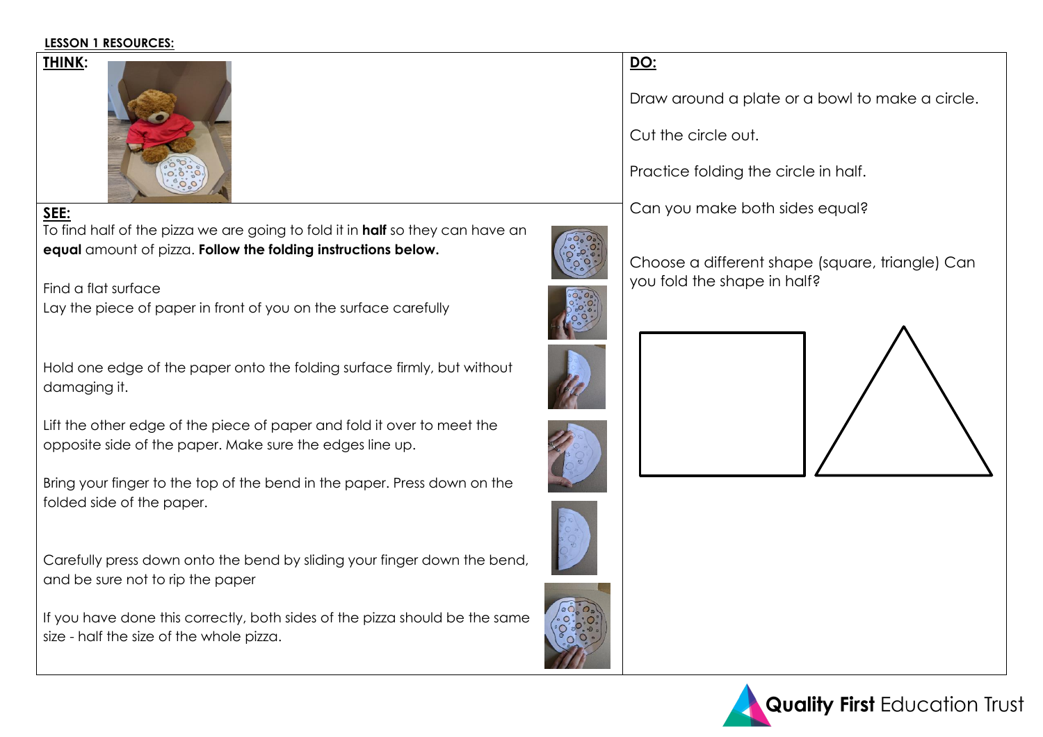**LESSON 1 RESOURCES:**

**THINK:**

**SEE:**

To find half of the pizza we are going to fold it in **half** so they can have an **equal** amount of pizza. **Follow the folding instructions below.**

Find a flat surface

Lay the piece of paper in front of you on the surface carefully

Hold one edge of the paper onto the folding surface firmly, but without damaging it.

Lift the other edge of the piece of paper and fold it over to meet the opposite side of the paper. Make sure the edges line up.

Bring your finger to the top of the bend in the paper. Press down on the folded side of the paper.

Carefully press down onto the bend by sliding your finger down the bend, and be sure not to rip the paper

If you have done this correctly, both sides of the pizza should be the same size - half the size of the whole pizza.

**DO:**

Draw around a plate or a bowl to make a circle.

Cut the circle out.

Practice folding the circle in half.

Can you make both sides equal?

Choose a different shape (square, triangle) Can you fold the shape in half?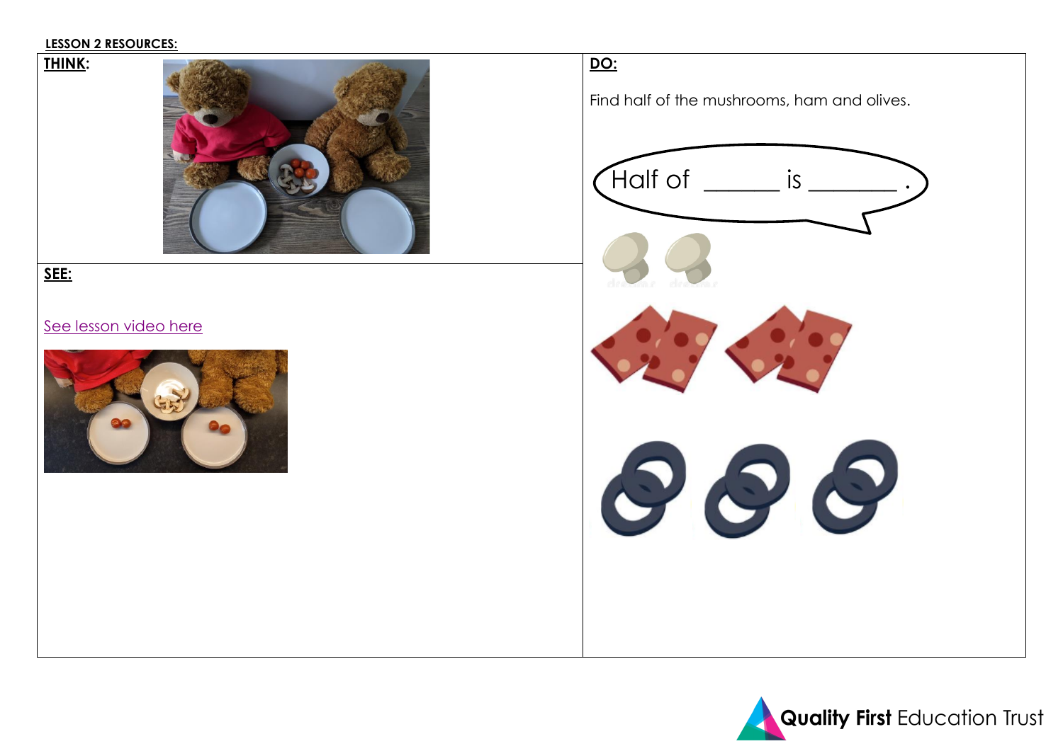**LESSON 2 RESOURCES:**

**THINK:**

**SEE:**

See lesson video here

**DO:**

Find half of the mushrooms, ham and olives.

Half of ______ is _______ .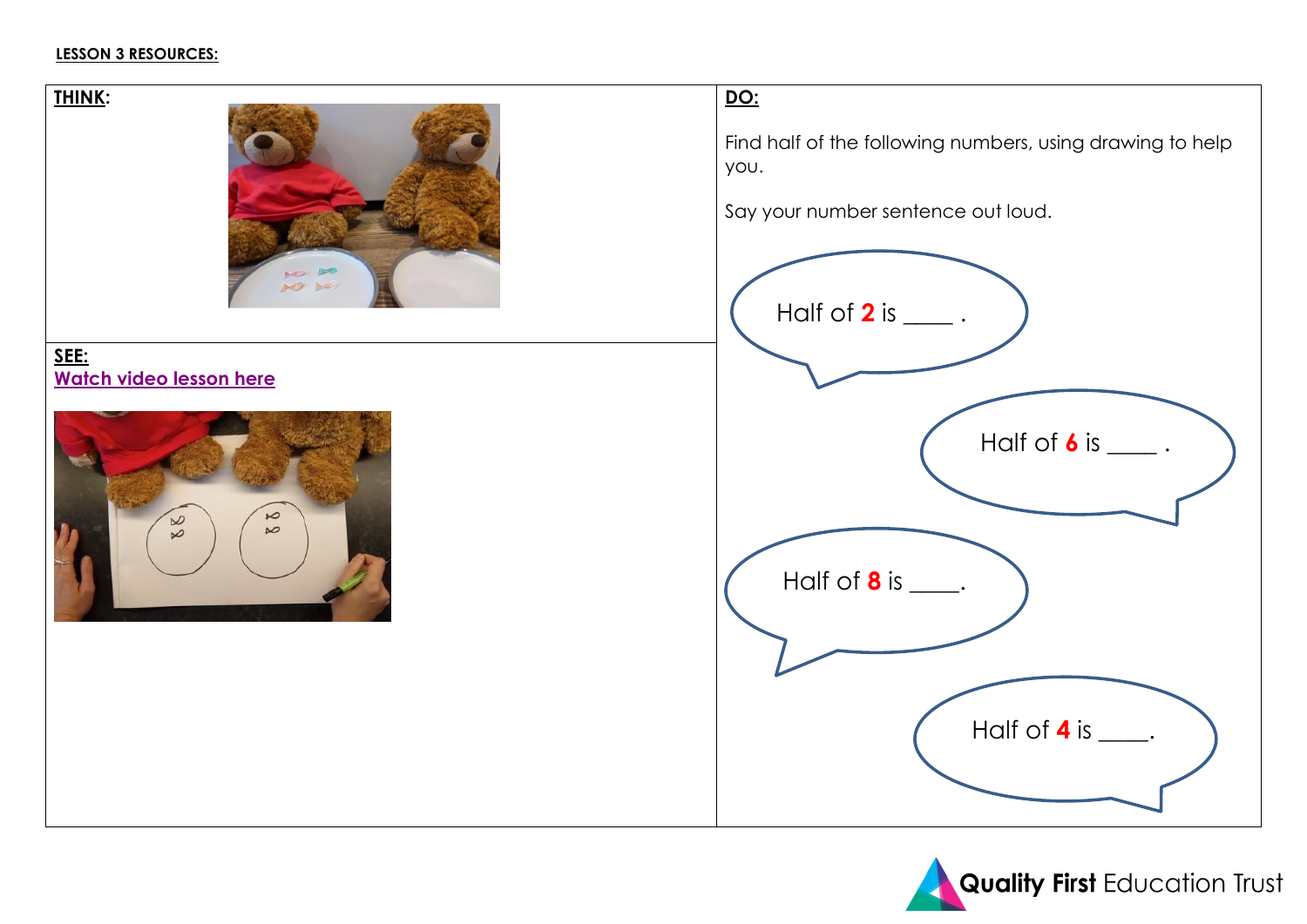**LESSON 3 RESOURCES:**

**THINK:**

**SEE:**
Watch video lesson here

**DO:**

Find half of the following numbers, using drawing to help you.

Say your number sentence out loud.

Half of **2** is ____ .

Half of **6** is ____ .

Half of **8** is ____.

Half of **4** is ____.

**Quality First** Education Trust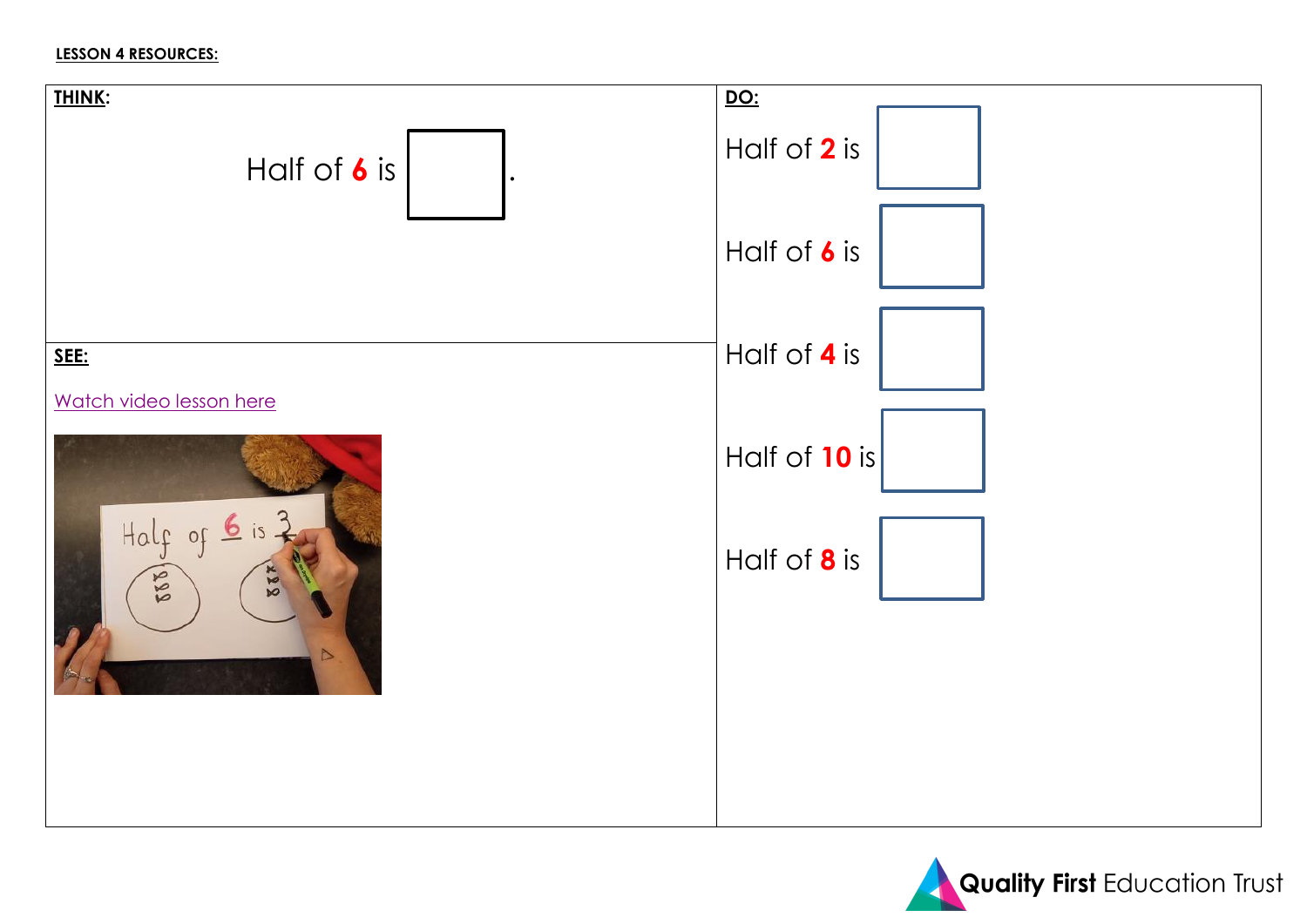**LESSON 4 RESOURCES:**

**THINK:**

Half of **6** is ☐.

**SEE:**

[Watch video lesson here]

**DO:**

Half of **2** is ☐

Half of **6** is ☐

Half of **4** is ☐

Half of **10** is ☐

Half of **8** is ☐

**Quality First** Education Trust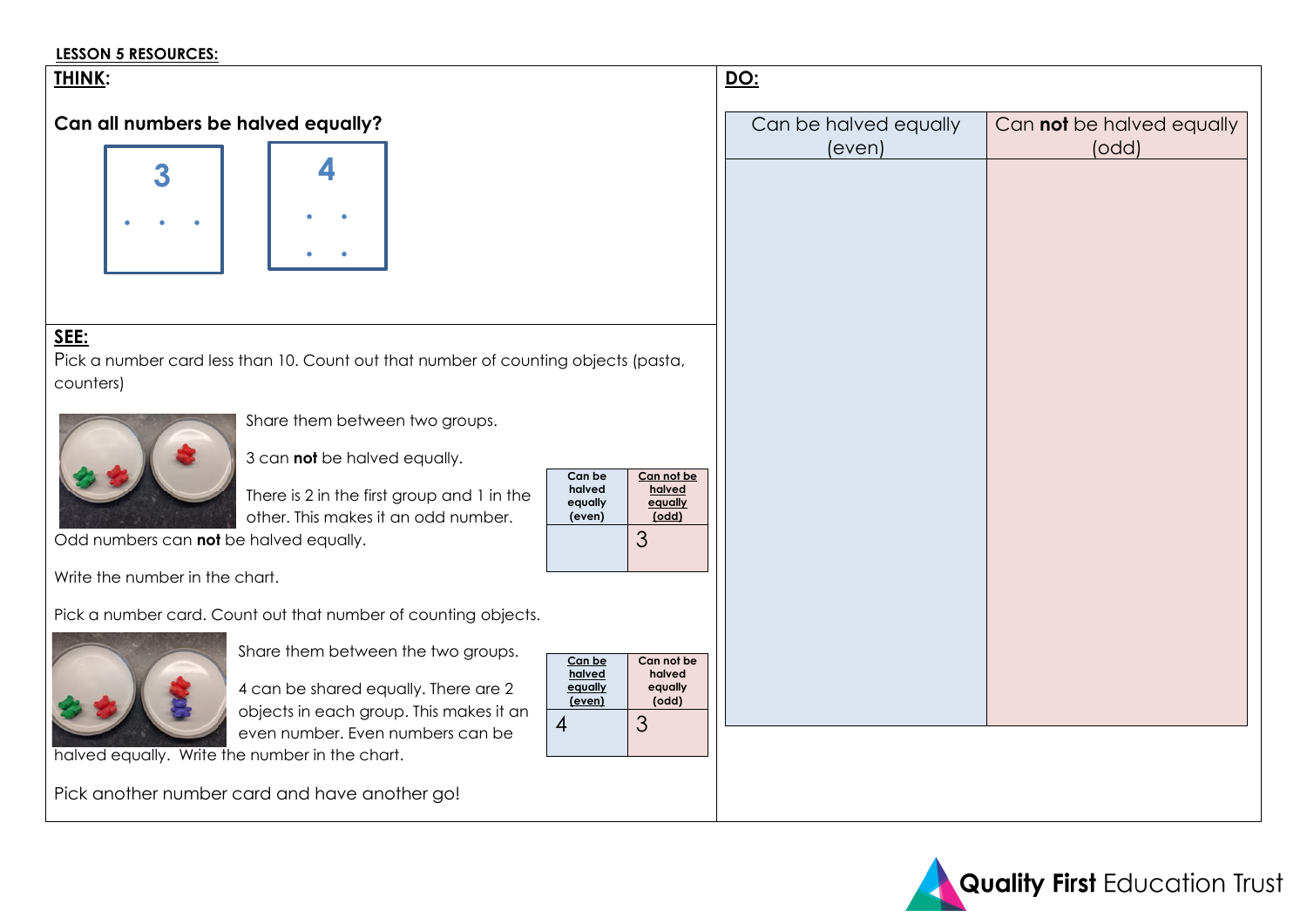**LESSON 5 RESOURCES:**

## THINK:

**Can all numbers be halved equally?**

3

4

## SEE:

Pick a number card less than 10. Count out that number of counting objects (pasta, counters)

Share them between two groups.

3 can **not** be halved equally.

There is 2 in the first group and 1 in the other. This makes it an odd number.

Odd numbers can **not** be halved equally.

| Can be halved equally (even) | Can not be halved equally (odd) |
|---|---|
| | 3 |

Write the number in the chart.

Pick a number card. Count out that number of counting objects.

Share them between the two groups.

4 can be shared equally. There are 2 objects in each group. This makes it an even number. Even numbers can be halved equally. Write the number in the chart.

| Can be halved equally (even) | Can not be halved equally (odd) |
|---|---|
| 4 | 3 |

Pick another number card and have another go!

## DO:

| Can be halved equally (even) | Can **not** be halved equally (odd) |
|---|---|
| | |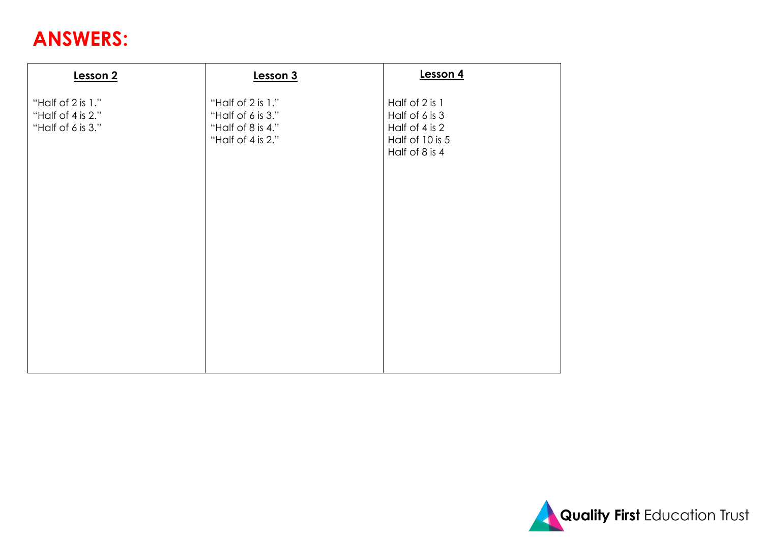# ANSWERS:

| Lesson 2 | Lesson 3 | Lesson 4 |
|---|---|---|
| "Half of 2 is 1."<br>"Half of 4 is 2."<br>"Half of 6 is 3." | "Half of 2 is 1."<br>"Half of 6 is 3."<br>"Half of 8 is 4."<br>"Half of 4 is 2." | Half of 2 is 1<br>Half of 6 is 3<br>Half of 4 is 2<br>Half of 10 is 5<br>Half of 8 is 4 |

**Quality First** Education Trust